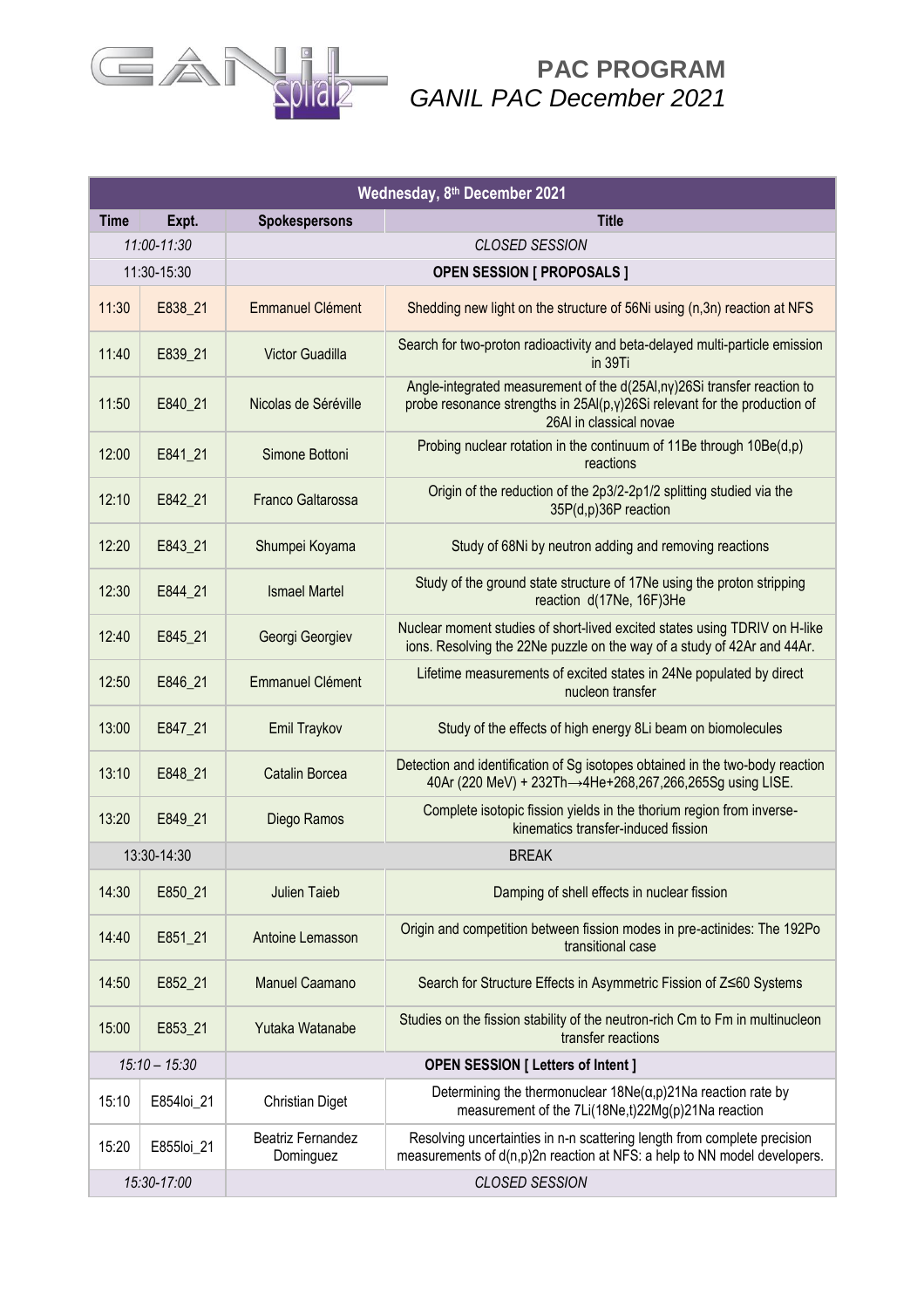# PAC PROGRAM

*GANIL PAC December 2021*

| Wednesday, 8th December 2021 | | | |
|---|---|---|---|
| **Time** | **Expt.** | **Spokespersons** | **Title** |
| *11:00-11:30* | | *CLOSED SESSION* | |
| 11:30-15:30 | | **OPEN SESSION [ PROPOSALS ]** | |
| 11:30 | E838_21 | Emmanuel Clément | Shedding new light on the structure of 56Ni using (n,3n) reaction at NFS |
| 11:40 | E839_21 | Victor Guadilla | Search for two-proton radioactivity and beta-delayed multi-particle emission in 39Ti |
| 11:50 | E840_21 | Nicolas de Séréville | Angle-integrated measurement of the d(25Al,nγ)26Si transfer reaction to probe resonance strengths in 25Al(p,γ)26Si relevant for the production of 26Al in classical novae |
| 12:00 | E841_21 | Simone Bottoni | Probing nuclear rotation in the continuum of 11Be through 10Be(d,p) reactions |
| 12:10 | E842_21 | Franco Galtarossa | Origin of the reduction of the 2p3/2-2p1/2 splitting studied via the 35P(d,p)36P reaction |
| 12:20 | E843_21 | Shumpei Koyama | Study of 68Ni by neutron adding and removing reactions |
| 12:30 | E844_21 | Ismael Martel | Study of the ground state structure of 17Ne using the proton stripping reaction d(17Ne, 16F)3He |
| 12:40 | E845_21 | Georgi Georgiev | Nuclear moment studies of short-lived excited states using TDRIV on H-like ions. Resolving the 22Ne puzzle on the way of a study of 42Ar and 44Ar. |
| 12:50 | E846_21 | Emmanuel Clément | Lifetime measurements of excited states in 24Ne populated by direct nucleon transfer |
| 13:00 | E847_21 | Emil Traykov | Study of the effects of high energy 8Li beam on biomolecules |
| 13:10 | E848_21 | Catalin Borcea | Detection and identification of Sg isotopes obtained in the two-body reaction 40Ar (220 MeV) + 232Th→4He+268,267,266,265Sg using LISE. |
| 13:20 | E849_21 | Diego Ramos | Complete isotopic fission yields in the thorium region from inverse-kinematics transfer-induced fission |
| 13:30-14:30 | | BREAK | |
| 14:30 | E850_21 | Julien Taieb | Damping of shell effects in nuclear fission |
| 14:40 | E851_21 | Antoine Lemasson | Origin and competition between fission modes in pre-actinides: The 192Po transitional case |
| 14:50 | E852_21 | Manuel Caamano | Search for Structure Effects in Asymmetric Fission of Z≤60 Systems |
| 15:00 | E853_21 | Yutaka Watanabe | Studies on the fission stability of the neutron-rich Cm to Fm in multinucleon transfer reactions |
| *15:10 – 15:30* | | **OPEN SESSION [ Letters of Intent ]** | |
| 15:10 | E854loi_21 | Christian Diget | Determining the thermonuclear 18Ne(α,p)21Na reaction rate by measurement of the 7Li(18Ne,t)22Mg(p)21Na reaction |
| 15:20 | E855loi_21 | Beatriz Fernandez Dominguez | Resolving uncertainties in n-n scattering length from complete precision measurements of d(n,p)2n reaction at NFS: a help to NN model developers. |
| *15:30-17:00* | | *CLOSED SESSION* | |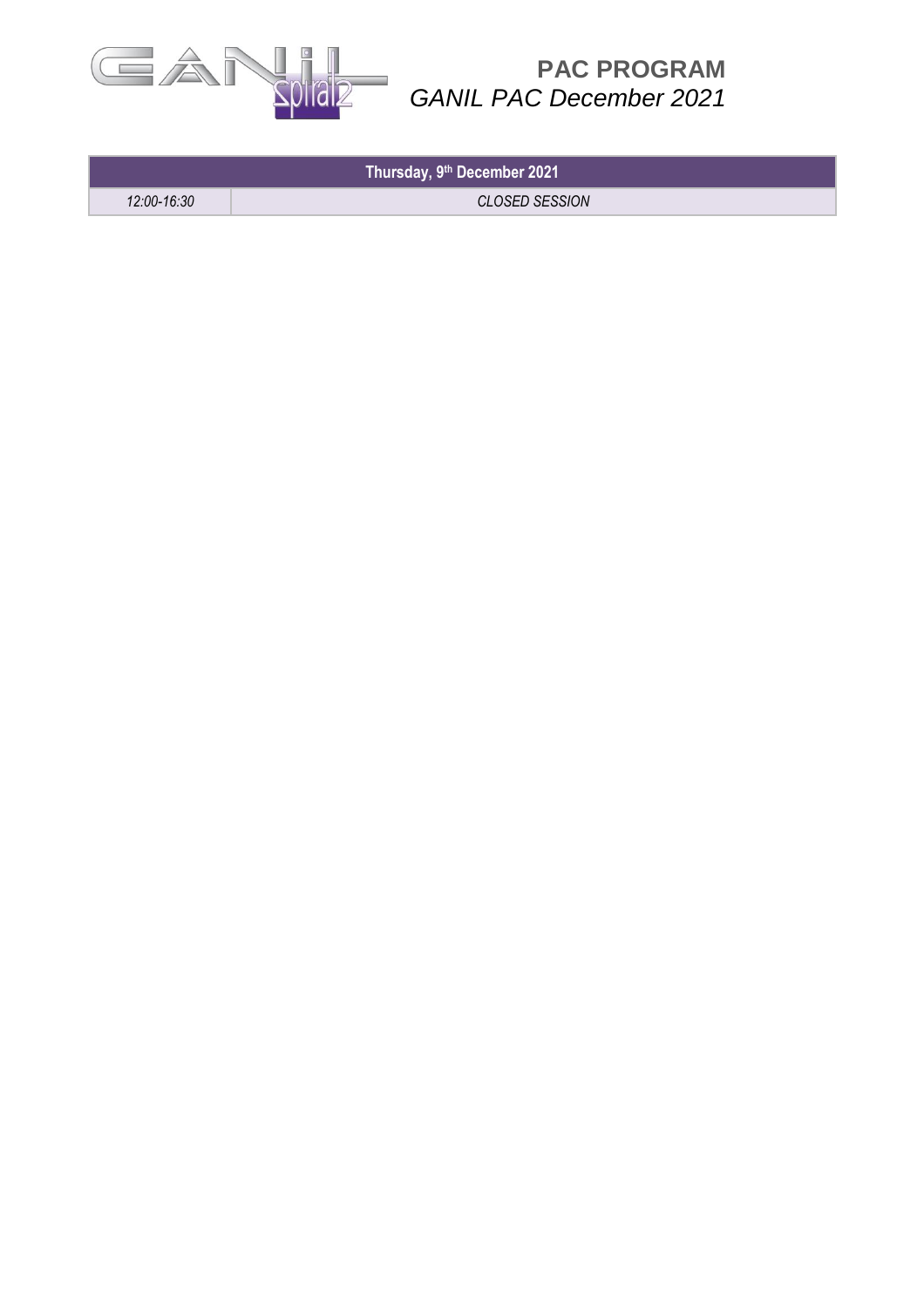**PAC PROGRAM**
*GANIL PAC December 2021*

| Thursday, 9th December 2021 | |
|---|---|
| *12:00-16:30* | *CLOSED SESSION* |